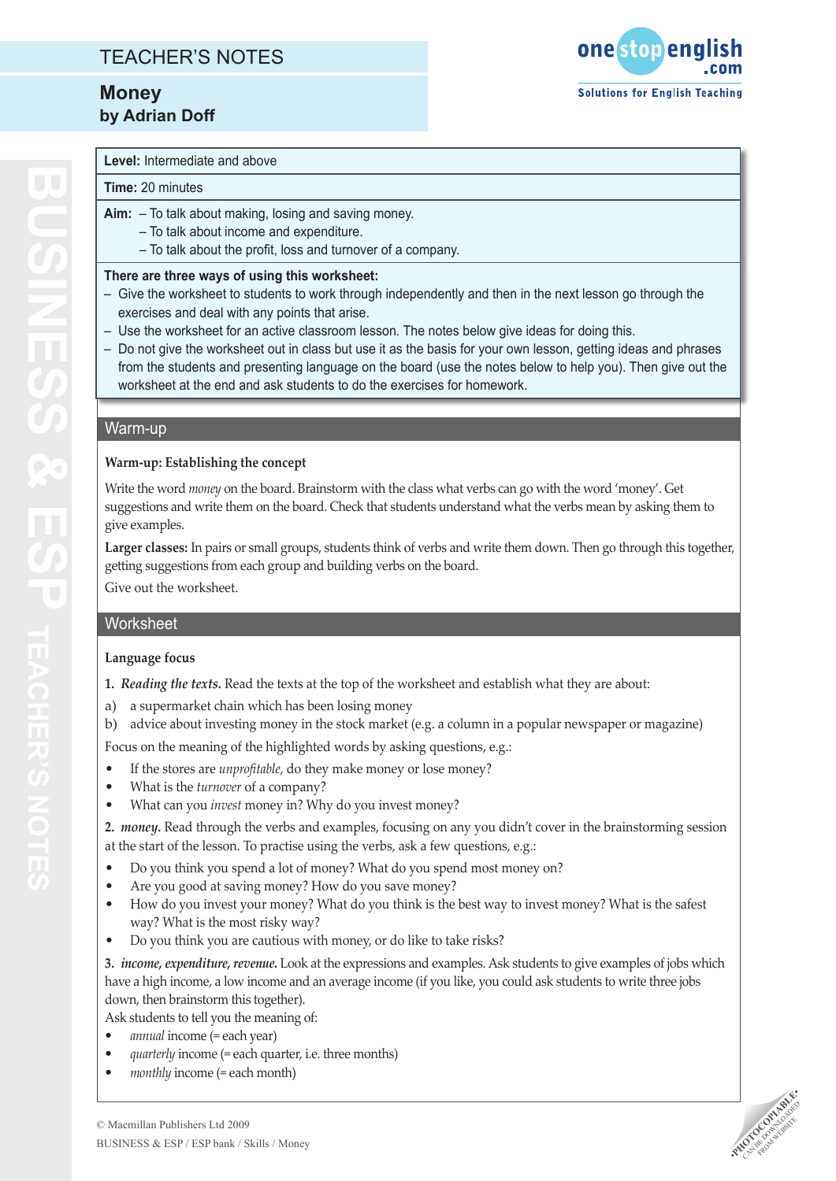# TEACHER'S NOTES

## Money
### by Adrian Doff

**Level:** Intermediate and above

**Time:** 20 minutes

**Aim:**
- To talk about making, losing and saving money.
- To talk about income and expenditure.
- To talk about the profit, loss and turnover of a company.

**There are three ways of using this worksheet:**
- Give the worksheet to students to work through independently and then in the next lesson go through the exercises and deal with any points that arise.
- Use the worksheet for an active classroom lesson. The notes below give ideas for doing this.
- Do not give the worksheet out in class but use it as the basis for your own lesson, getting ideas and phrases from the students and presenting language on the board (use the notes below to help you). Then give out the worksheet at the end and ask students to do the exercises for homework.

## Warm-up

**Warm-up: Establishing the concept**

Write the word *money* on the board. Brainstorm with the class what verbs can go with the word 'money'. Get suggestions and write them on the board. Check that students understand what the verbs mean by asking them to give examples.

**Larger classes:** In pairs or small groups, students think of verbs and write them down. Then go through this together, getting suggestions from each group and building verbs on the board.

Give out the worksheet.

## Worksheet

**Language focus**

1. ***Reading the texts.*** Read the texts at the top of the worksheet and establish what they are about:

a) a supermarket chain which has been losing money
b) advice about investing money in the stock market (e.g. a column in a popular newspaper or magazine)

Focus on the meaning of the highlighted words by asking questions, e.g.:

- If the stores are *unprofitable*, do they make money or lose money?
- What is the *turnover* of a company?
- What can you *invest* money in? Why do you invest money?

2. ***money.*** Read through the verbs and examples, focusing on any you didn't cover in the brainstorming session at the start of the lesson. To practise using the verbs, ask a few questions, e.g.:

- Do you think you spend a lot of money? What do you spend most money on?
- Are you good at saving money? How do you save money?
- How do you invest your money? What do you think is the best way to invest money? What is the safest way? What is the most risky way?
- Do you think you are cautious with money, or do like to take risks?

3. ***income, expenditure, revenue.*** Look at the expressions and examples. Ask students to give examples of jobs which have a high income, a low income and an average income (if you like, you could ask students to write three jobs down, then brainstorm this together).

Ask students to tell you the meaning of:

- *annual* income (= each year)
- *quarterly* income (= each quarter, i.e. three months)
- *monthly* income (= each month)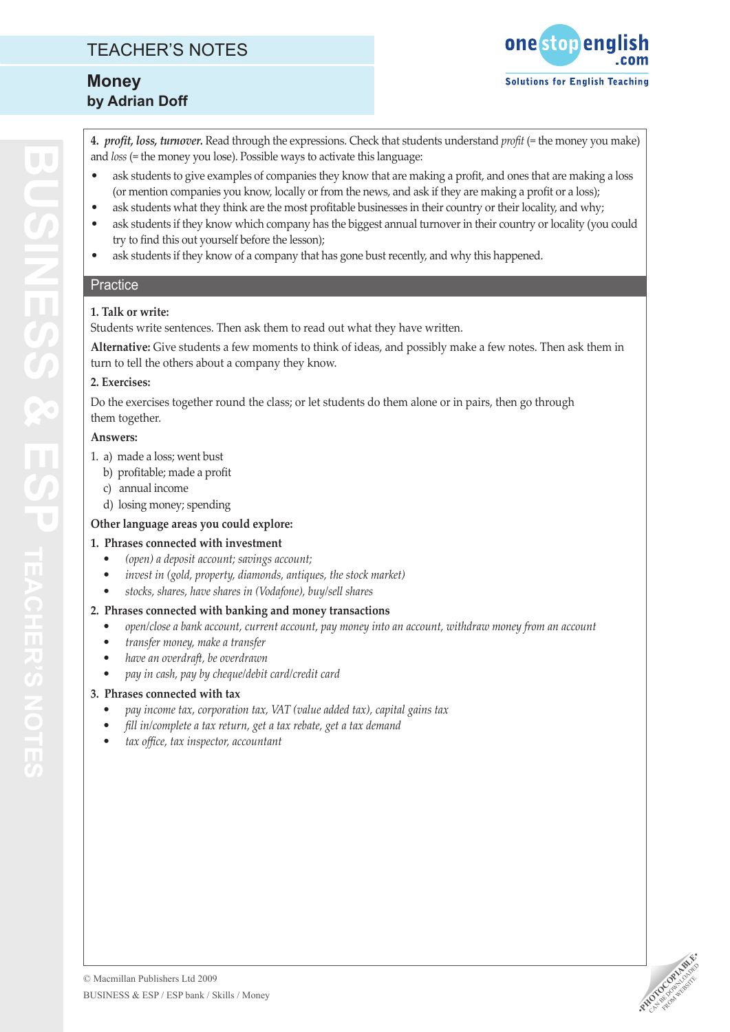**4.** ***profit, loss, turnover.*** Read through the expressions. Check that students understand *profit* (= the money you make) and *loss* (= the money you lose). Possible ways to activate this language:

- ask students to give examples of companies they know that are making a profit, and ones that are making a loss (or mention companies you know, locally or from the news, and ask if they are making a profit or a loss);
- ask students what they think are the most profitable businesses in their country or their locality, and why;
- ask students if they know which company has the biggest annual turnover in their country or locality (you could try to find this out yourself before the lesson);
- ask students if they know of a company that has gone bust recently, and why this happened.

## Practice

**1. Talk or write:**

Students write sentences. Then ask them to read out what they have written.

**Alternative:** Give students a few moments to think of ideas, and possibly make a few notes. Then ask them in turn to tell the others about a company they know.

**2. Exercises:**

Do the exercises together round the class; or let students do them alone or in pairs, then go through them together.

**Answers:**

1. a) made a loss; went bust
   b) profitable; made a profit
   c) annual income
   d) losing money; spending

**Other language areas you could explore:**

**1. Phrases connected with investment**

- *(open) a deposit account; savings account;*
- *invest in (gold, property, diamonds, antiques, the stock market)*
- *stocks, shares, have shares in (Vodafone), buy/sell shares*

**2. Phrases connected with banking and money transactions**

- *open/close a bank account, current account, pay money into an account, withdraw money from an account*
- *transfer money, make a transfer*
- *have an overdraft, be overdrawn*
- *pay in cash, pay by cheque/debit card/credit card*

**3. Phrases connected with tax**

- *pay income tax, corporation tax, VAT (value added tax), capital gains tax*
- *fill in/complete a tax return, get a tax rebate, get a tax demand*
- *tax office, tax inspector, accountant*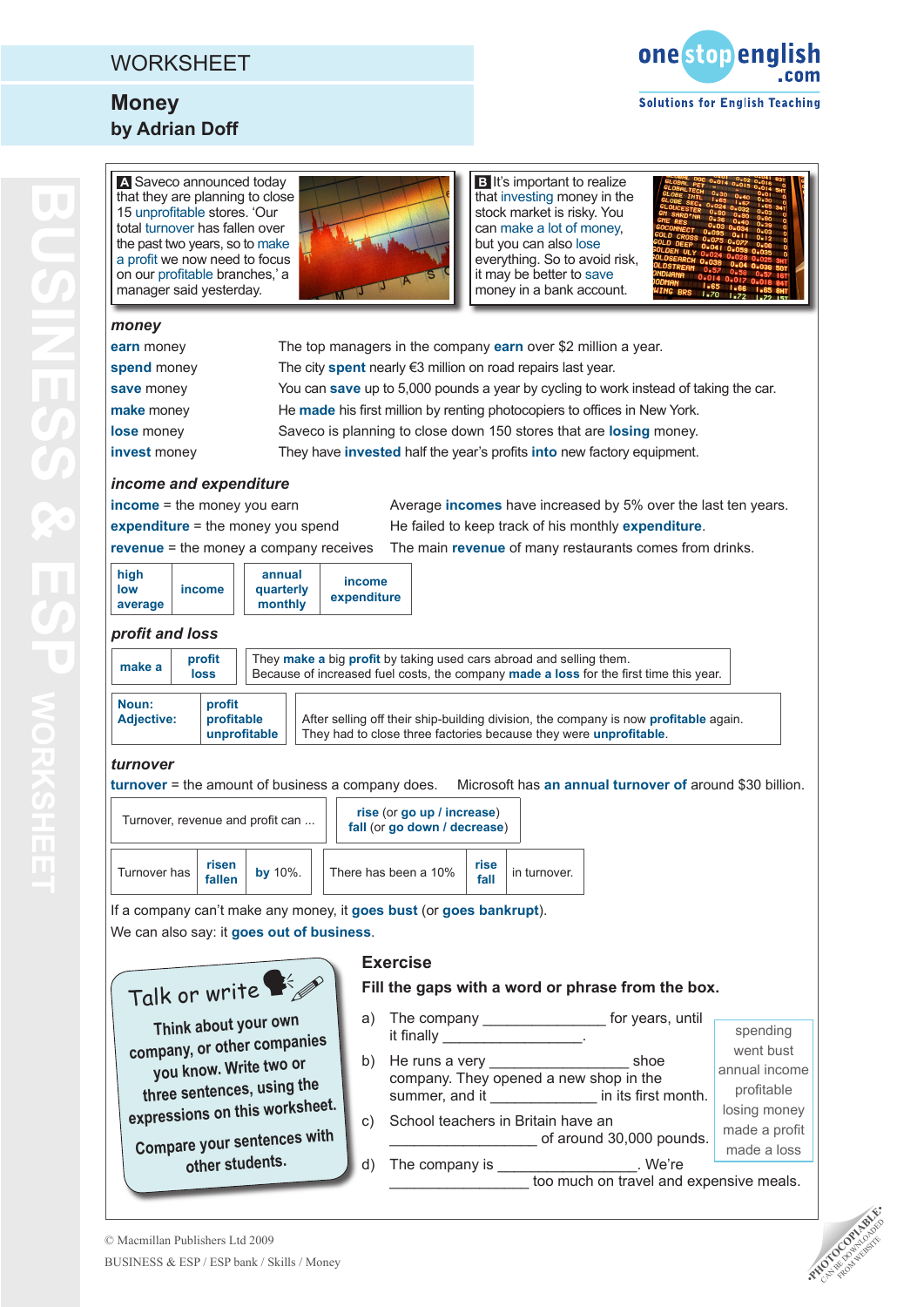# WORKSHEET

## Money
**by Adrian Doff**

**A** Saveco announced today that they are planning to close 15 unprofitable stores. 'Our total turnover has fallen over the past two years, so to make a profit we now need to focus on our profitable branches,' a manager said yesterday.

**B** It's important to realize that investing money in the stock market is risky. You can make a lot of money, but you can also lose everything. So to avoid risk, it may be better to save money in a bank account.

### *money*

| | |
|---|---|
| **earn** money | The top managers in the company **earn** over $2 million a year. |
| **spend** money | The city **spent** nearly €3 million on road repairs last year. |
| **save** money | You can **save** up to 5,000 pounds a year by cycling to work instead of taking the car. |
| **make** money | He **made** his first million by renting photocopiers to offices in New York. |
| **lose** money | Saveco is planning to close down 150 stores that are **losing** money. |
| **invest** money | They have **invested** half the year's profits **into** new factory equipment. |

### *income and expenditure*

| | |
|---|---|
| **income** = the money you earn | Average **incomes** have increased by 5% over the last ten years. |
| **expenditure** = the money you spend | He failed to keep track of his monthly **expenditure**. |
| **revenue** = the money a company receives | The main **revenue** of many restaurants comes from drinks. |

| | | | |
|---|---|---|---|
| **high** / **low** / **average** | **income** | **annual** / **quarterly** / **monthly** | **income** / **expenditure** |

### *profit and loss*

| | | |
|---|---|---|
| **make a** | **profit** / **loss** | They **make a** big **profit** by taking used cars abroad and selling them. Because of increased fuel costs, the company **made a loss** for the first time this year. |

| | | |
|---|---|---|
| **Noun:** | **profit** | After selling off their ship-building division, the company is now **profitable** again. They had to close three factories because they were **unprofitable**. |
| **Adjective:** | **profitable** / **unprofitable** | |

### *turnover*

**turnover** = the amount of business a company does. Microsoft has **an annual turnover of** around $30 billion.

| | |
|---|---|
| Turnover, revenue and profit can ... | **rise** (or **go up** / **increase**) / **fall** (or **go down** / **decrease**) |

| | | | | | |
|---|---|---|---|---|---|
| Turnover has | **risen** / **fallen** | **by** 10%. | There has been a 10% | **rise** / **fall** | in turnover. |

If a company can't make any money, it **goes bust** (or **goes bankrupt**).
We can also say: it **goes out of business**.

**Talk or write**

Think about your own company, or other companies you know. Write two or three sentences, using the expressions on this worksheet.

Compare your sentences with other students.

### Exercise

**Fill the gaps with a word or phrase from the box.**

| |
|---|
| spending |
| went bust |
| annual income |
| profitable |
| losing money |
| made a profit |
| made a loss |

a) The company _______________ for years, until it finally _______________.

b) He runs a very _______________ shoe company. They opened a new shop in the summer, and it _______________ in its first month.

c) School teachers in Britain have an _______________ of around 30,000 pounds.

d) The company is _______________. We're _______________ too much on travel and expensive meals.

© Macmillan Publishers Ltd 2009
BUSINESS & ESP / ESP bank / Skills / Money